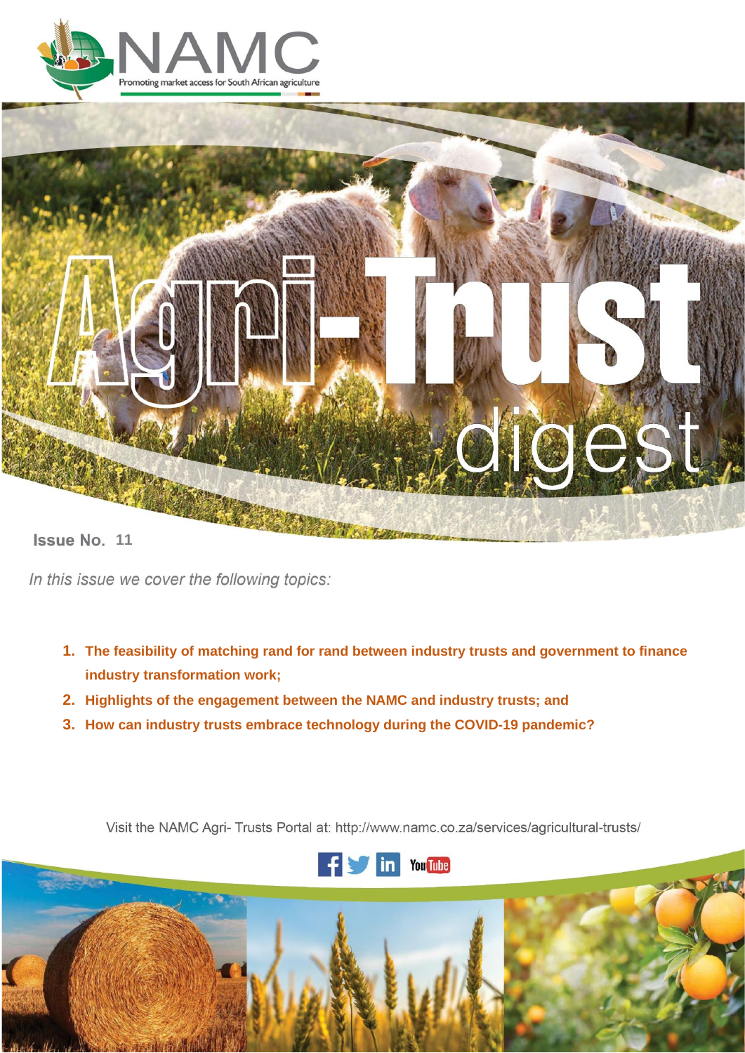# NAMC

Promoting market access for South African agriculture

# Agri-Trust digest

**Issue No. 11**

*In this issue we cover the following topics:*

1. **The feasibility of matching rand for rand between industry trusts and government to finance industry transformation work;**
2. **Highlights of the engagement between the NAMC and industry trusts; and**
3. **How can industry trusts embrace technology during the COVID-19 pandemic?**

Visit the NAMC Agri- Trusts Portal at: http://www.namc.co.za/services/agricultural-trusts/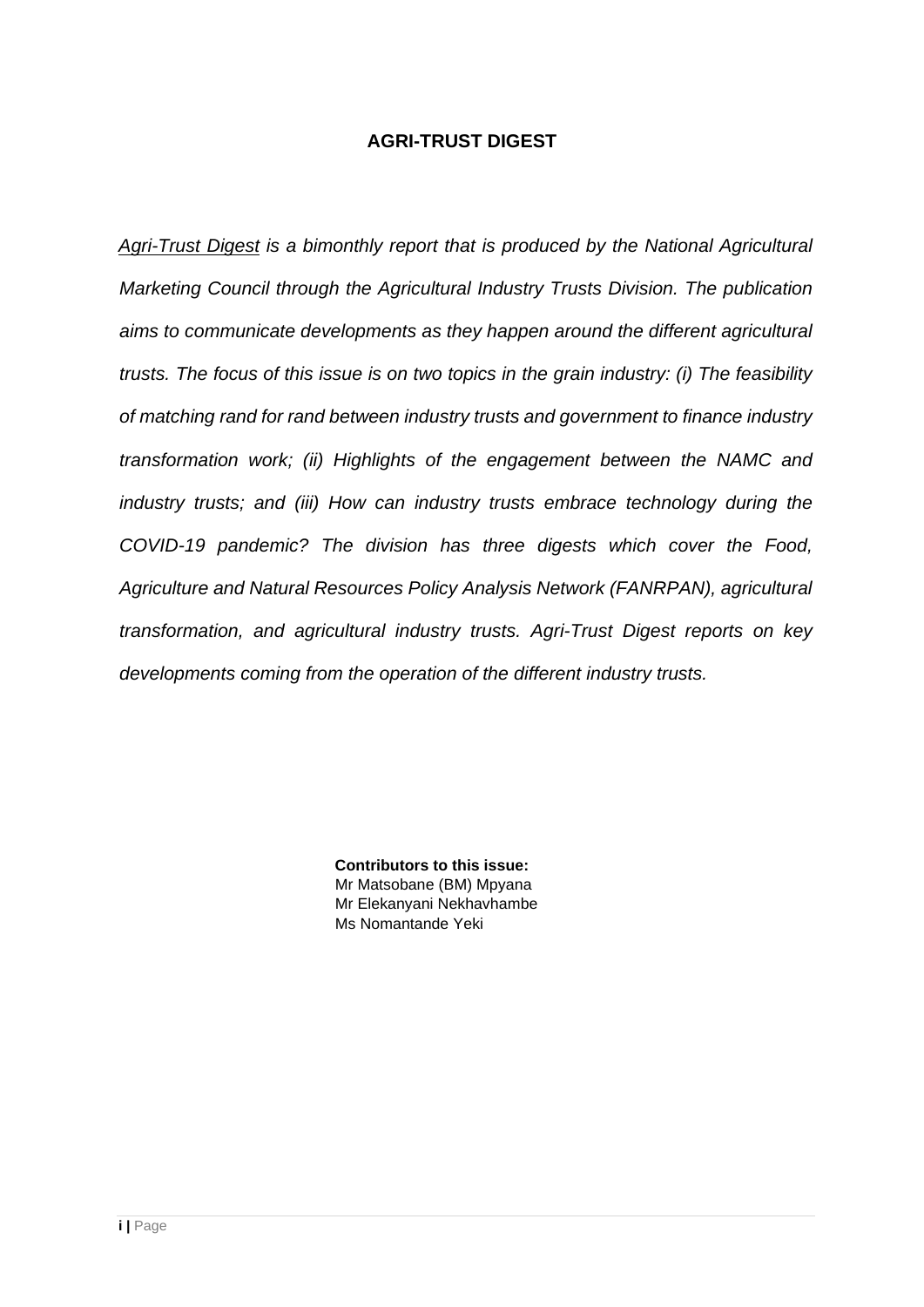**AGRI-TRUST DIGEST**

*Agri-Trust Digest is a bimonthly report that is produced by the National Agricultural Marketing Council through the Agricultural Industry Trusts Division. The publication aims to communicate developments as they happen around the different agricultural trusts. The focus of this issue is on two topics in the grain industry: (i) The feasibility of matching rand for rand between industry trusts and government to finance industry transformation work; (ii) Highlights of the engagement between the NAMC and industry trusts; and (iii) How can industry trusts embrace technology during the COVID-19 pandemic? The division has three digests which cover the Food, Agriculture and Natural Resources Policy Analysis Network (FANRPAN), agricultural transformation, and agricultural industry trusts. Agri-Trust Digest reports on key developments coming from the operation of the different industry trusts.*

**Contributors to this issue:**
Mr Matsobane (BM) Mpyana
Mr Elekanyani Nekhavhambe
Ms Nomantande Yeki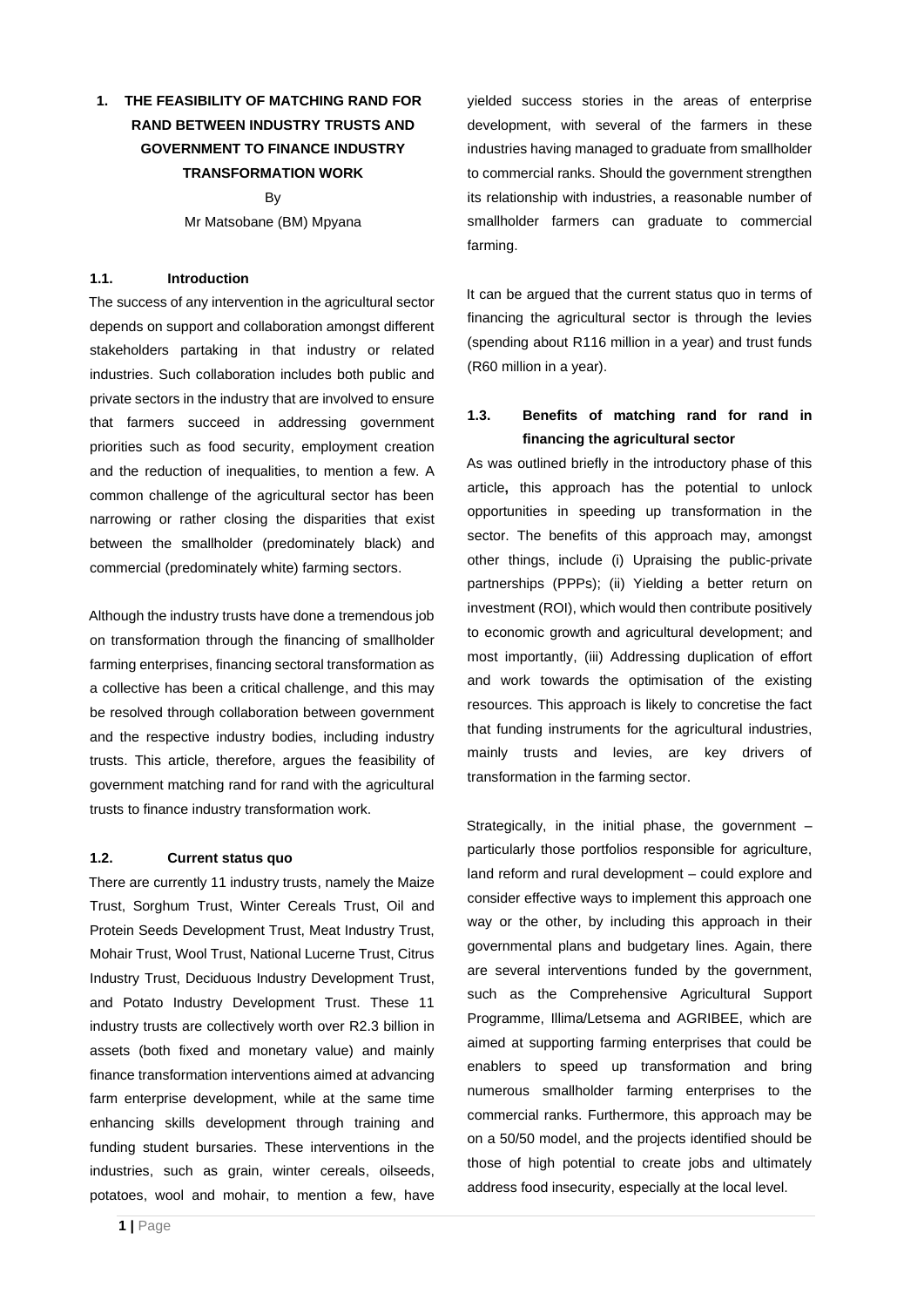# 1. THE FEASIBILITY OF MATCHING RAND FOR RAND BETWEEN INDUSTRY TRUSTS AND GOVERNMENT TO FINANCE INDUSTRY TRANSFORMATION WORK

By

Mr Matsobane (BM) Mpyana

## 1.1. Introduction

The success of any intervention in the agricultural sector depends on support and collaboration amongst different stakeholders partaking in that industry or related industries. Such collaboration includes both public and private sectors in the industry that are involved to ensure that farmers succeed in addressing government priorities such as food security, employment creation and the reduction of inequalities, to mention a few. A common challenge of the agricultural sector has been narrowing or rather closing the disparities that exist between the smallholder (predominately black) and commercial (predominately white) farming sectors.

Although the industry trusts have done a tremendous job on transformation through the financing of smallholder farming enterprises, financing sectoral transformation as a collective has been a critical challenge, and this may be resolved through collaboration between government and the respective industry bodies, including industry trusts. This article, therefore, argues the feasibility of government matching rand for rand with the agricultural trusts to finance industry transformation work.

## 1.2. Current status quo

There are currently 11 industry trusts, namely the Maize Trust, Sorghum Trust, Winter Cereals Trust, Oil and Protein Seeds Development Trust, Meat Industry Trust, Mohair Trust, Wool Trust, National Lucerne Trust, Citrus Industry Trust, Deciduous Industry Development Trust, and Potato Industry Development Trust. These 11 industry trusts are collectively worth over R2.3 billion in assets (both fixed and monetary value) and mainly finance transformation interventions aimed at advancing farm enterprise development, while at the same time enhancing skills development through training and funding student bursaries. These interventions in the industries, such as grain, winter cereals, oilseeds, potatoes, wool and mohair, to mention a few, have yielded success stories in the areas of enterprise development, with several of the farmers in these industries having managed to graduate from smallholder to commercial ranks. Should the government strengthen its relationship with industries, a reasonable number of smallholder farmers can graduate to commercial farming.

It can be argued that the current status quo in terms of financing the agricultural sector is through the levies (spending about R116 million in a year) and trust funds (R60 million in a year).

## 1.3. Benefits of matching rand for rand in financing the agricultural sector

As was outlined briefly in the introductory phase of this article**,** this approach has the potential to unlock opportunities in speeding up transformation in the sector. The benefits of this approach may, amongst other things, include (i) Upraising the public-private partnerships (PPPs); (ii) Yielding a better return on investment (ROI), which would then contribute positively to economic growth and agricultural development; and most importantly, (iii) Addressing duplication of effort and work towards the optimisation of the existing resources. This approach is likely to concretise the fact that funding instruments for the agricultural industries, mainly trusts and levies, are key drivers of transformation in the farming sector.

Strategically, in the initial phase, the government – particularly those portfolios responsible for agriculture, land reform and rural development – could explore and consider effective ways to implement this approach one way or the other, by including this approach in their governmental plans and budgetary lines. Again, there are several interventions funded by the government, such as the Comprehensive Agricultural Support Programme, Illima/Letsema and AGRIBEE, which are aimed at supporting farming enterprises that could be enablers to speed up transformation and bring numerous smallholder farming enterprises to the commercial ranks. Furthermore, this approach may be on a 50/50 model, and the projects identified should be those of high potential to create jobs and ultimately address food insecurity, especially at the local level.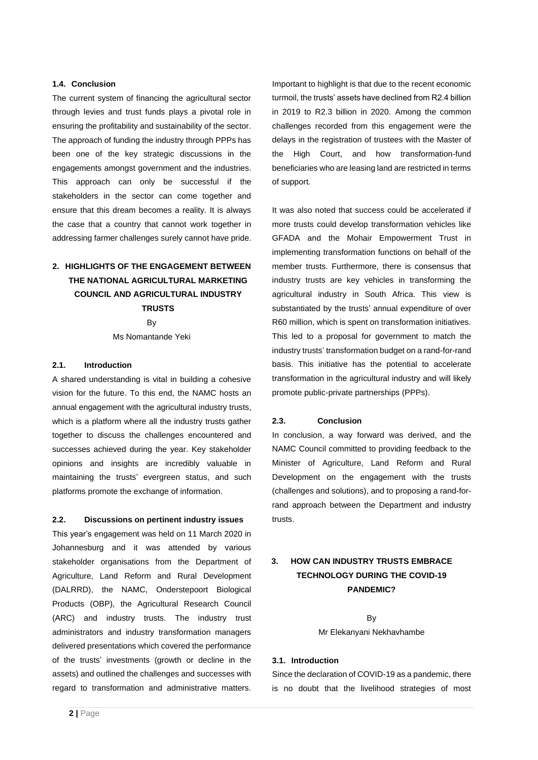### 1.4. Conclusion

The current system of financing the agricultural sector through levies and trust funds plays a pivotal role in ensuring the profitability and sustainability of the sector. The approach of funding the industry through PPPs has been one of the key strategic discussions in the engagements amongst government and the industries. This approach can only be successful if the stakeholders in the sector can come together and ensure that this dream becomes a reality. It is always the case that a country that cannot work together in addressing farmer challenges surely cannot have pride.

## 2. HIGHLIGHTS OF THE ENGAGEMENT BETWEEN THE NATIONAL AGRICULTURAL MARKETING COUNCIL AND AGRICULTURAL INDUSTRY TRUSTS

By

Ms Nomantande Yeki

### 2.1. Introduction

A shared understanding is vital in building a cohesive vision for the future. To this end, the NAMC hosts an annual engagement with the agricultural industry trusts, which is a platform where all the industry trusts gather together to discuss the challenges encountered and successes achieved during the year. Key stakeholder opinions and insights are incredibly valuable in maintaining the trusts' evergreen status, and such platforms promote the exchange of information.

### 2.2. Discussions on pertinent industry issues

This year's engagement was held on 11 March 2020 in Johannesburg and it was attended by various stakeholder organisations from the Department of Agriculture, Land Reform and Rural Development (DALRRD), the NAMC, Onderstepoort Biological Products (OBP), the Agricultural Research Council (ARC) and industry trusts. The industry trust administrators and industry transformation managers delivered presentations which covered the performance of the trusts' investments (growth or decline in the assets) and outlined the challenges and successes with regard to transformation and administrative matters. Important to highlight is that due to the recent economic turmoil, the trusts' assets have declined from R2.4 billion in 2019 to R2.3 billion in 2020. Among the common challenges recorded from this engagement were the delays in the registration of trustees with the Master of the High Court, and how transformation-fund beneficiaries who are leasing land are restricted in terms of support.

It was also noted that success could be accelerated if more trusts could develop transformation vehicles like GFADA and the Mohair Empowerment Trust in implementing transformation functions on behalf of the member trusts. Furthermore, there is consensus that industry trusts are key vehicles in transforming the agricultural industry in South Africa. This view is substantiated by the trusts' annual expenditure of over R60 million, which is spent on transformation initiatives. This led to a proposal for government to match the industry trusts' transformation budget on a rand-for-rand basis. This initiative has the potential to accelerate transformation in the agricultural industry and will likely promote public-private partnerships (PPPs).

### 2.3. Conclusion

In conclusion, a way forward was derived, and the NAMC Council committed to providing feedback to the Minister of Agriculture, Land Reform and Rural Development on the engagement with the trusts (challenges and solutions), and to proposing a rand-for-rand approach between the Department and industry trusts.

## 3. HOW CAN INDUSTRY TRUSTS EMBRACE TECHNOLOGY DURING THE COVID-19 PANDEMIC?

By

Mr Elekanyani Nekhavhambe

### 3.1. Introduction

Since the declaration of COVID-19 as a pandemic, there is no doubt that the livelihood strategies of most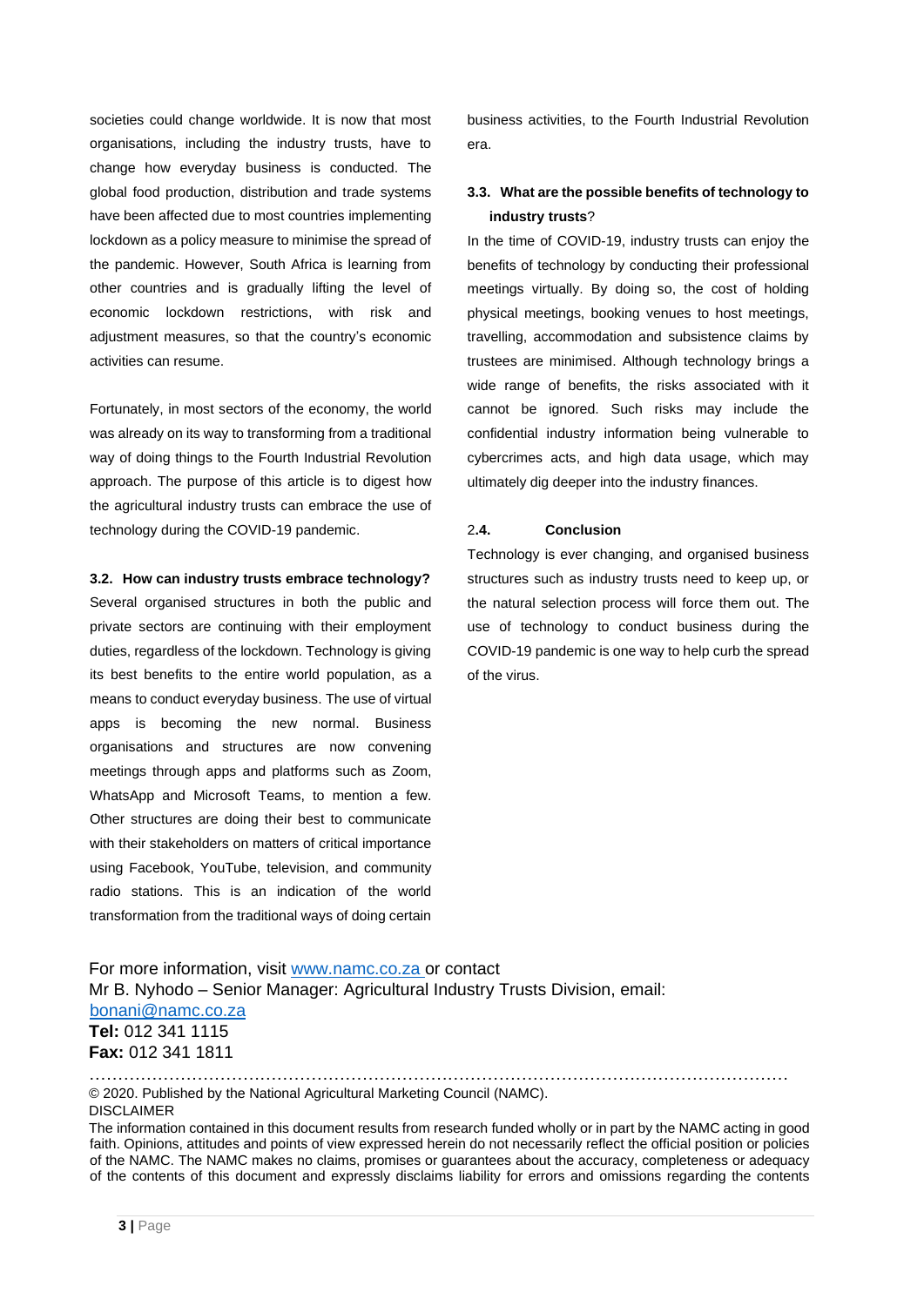societies could change worldwide. It is now that most organisations, including the industry trusts, have to change how everyday business is conducted. The global food production, distribution and trade systems have been affected due to most countries implementing lockdown as a policy measure to minimise the spread of the pandemic. However, South Africa is learning from other countries and is gradually lifting the level of economic lockdown restrictions, with risk and adjustment measures, so that the country's economic activities can resume.

Fortunately, in most sectors of the economy, the world was already on its way to transforming from a traditional way of doing things to the Fourth Industrial Revolution approach. The purpose of this article is to digest how the agricultural industry trusts can embrace the use of technology during the COVID-19 pandemic.

### 3.2. How can industry trusts embrace technology?

Several organised structures in both the public and private sectors are continuing with their employment duties, regardless of the lockdown. Technology is giving its best benefits to the entire world population, as a means to conduct everyday business. The use of virtual apps is becoming the new normal. Business organisations and structures are now convening meetings through apps and platforms such as Zoom, WhatsApp and Microsoft Teams, to mention a few. Other structures are doing their best to communicate with their stakeholders on matters of critical importance using Facebook, YouTube, television, and community radio stations. This is an indication of the world transformation from the traditional ways of doing certain business activities, to the Fourth Industrial Revolution era.

### 3.3. What are the possible benefits of technology to industry trusts?

In the time of COVID-19, industry trusts can enjoy the benefits of technology by conducting their professional meetings virtually. By doing so, the cost of holding physical meetings, booking venues to host meetings, travelling, accommodation and subsistence claims by trustees are minimised. Although technology brings a wide range of benefits, the risks associated with it cannot be ignored. Such risks may include the confidential industry information being vulnerable to cybercrimes acts, and high data usage, which may ultimately dig deeper into the industry finances.

### 2.4. Conclusion

Technology is ever changing, and organised business structures such as industry trusts need to keep up, or the natural selection process will force them out. The use of technology to conduct business during the COVID-19 pandemic is one way to help curb the spread of the virus.

For more information, visit [www.namc.co.za](http://www.namc.co.za) or contact
Mr B. Nyhodo – Senior Manager: Agricultural Industry Trusts Division, email: [bonani@namc.co.za](mailto:bonani@namc.co.za)
**Tel:** 012 341 1115
**Fax:** 012 341 1811

© 2020. Published by the National Agricultural Marketing Council (NAMC).
DISCLAIMER
The information contained in this document results from research funded wholly or in part by the NAMC acting in good faith. Opinions, attitudes and points of view expressed herein do not necessarily reflect the official position or policies of the NAMC. The NAMC makes no claims, promises or guarantees about the accuracy, completeness or adequacy of the contents of this document and expressly disclaims liability for errors and omissions regarding the contents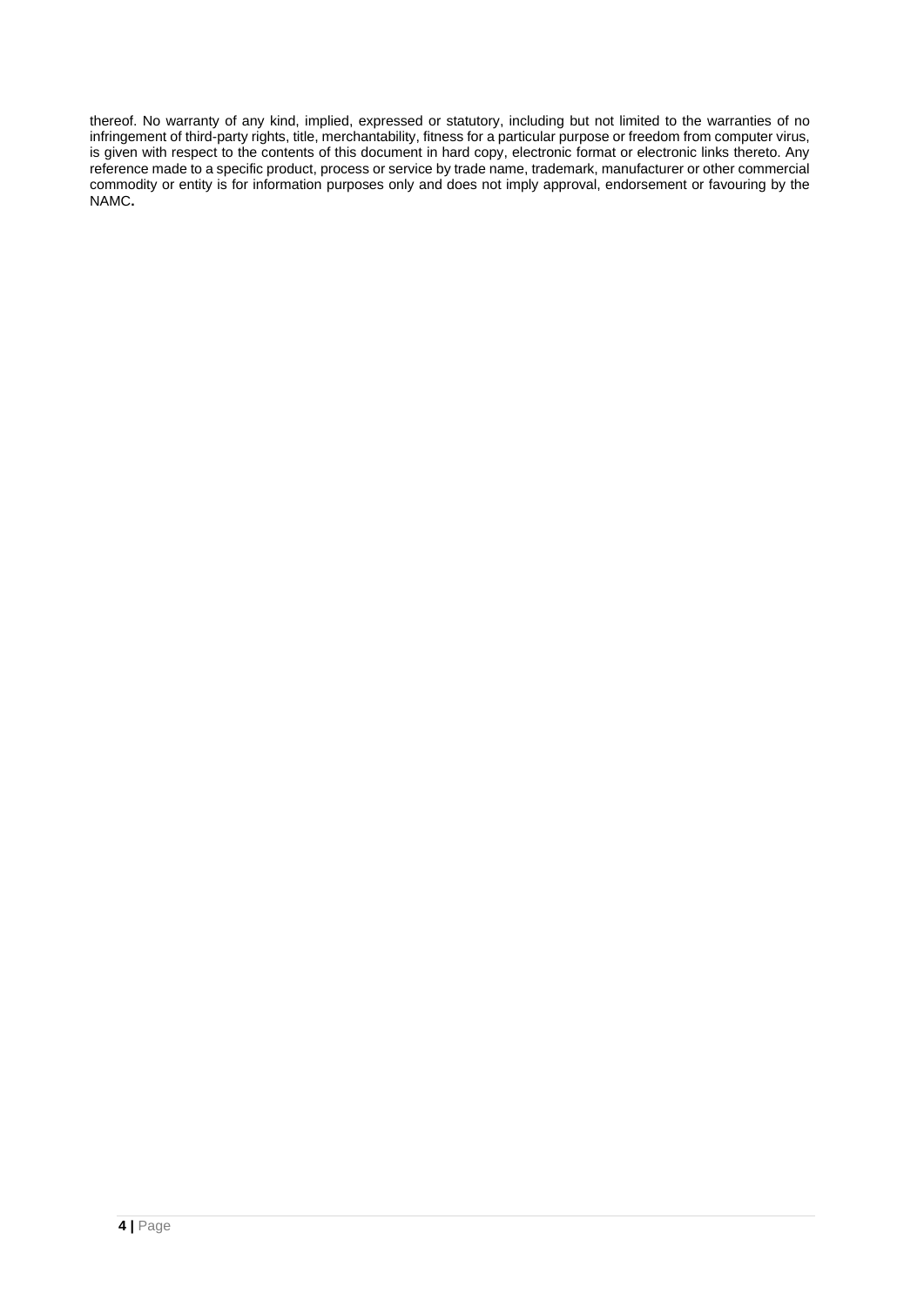thereof. No warranty of any kind, implied, expressed or statutory, including but not limited to the warranties of no infringement of third-party rights, title, merchantability, fitness for a particular purpose or freedom from computer virus, is given with respect to the contents of this document in hard copy, electronic format or electronic links thereto. Any reference made to a specific product, process or service by trade name, trademark, manufacturer or other commercial commodity or entity is for information purposes only and does not imply approval, endorsement or favouring by the NAMC.